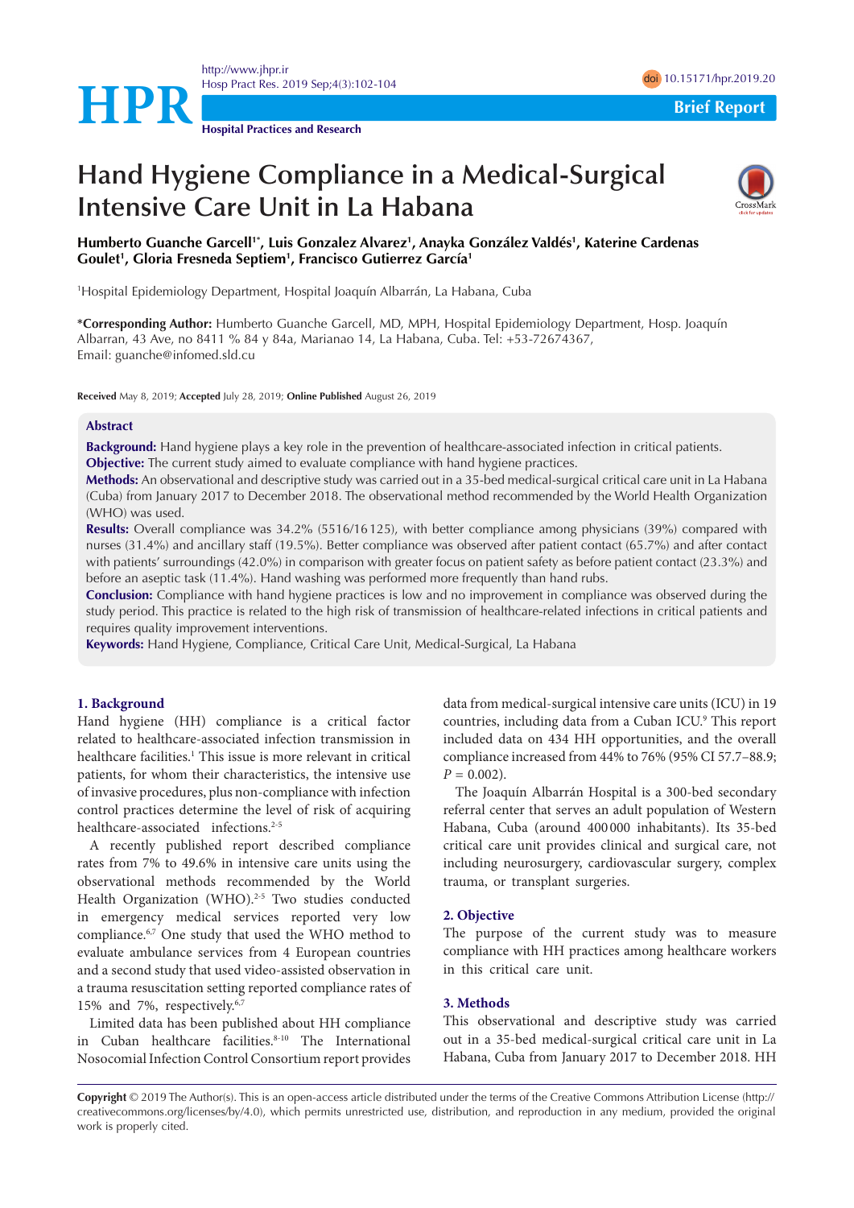Brief Report

# Hand Hygiene Compliance in a Medical-Surgical Intensive Care Unit in La Habana

**Humberto Guanche Garcell[1*], Luis Gonzalez Alvarez[1], Anayka González Valdés[1], Katerine Cardenas Goulet[1], Gloria Fresneda Septiem[1], Francisco Gutierrez García[1]**

[1]Hospital Epidemiology Department, Hospital Joaquín Albarrán, La Habana, Cuba

**\*Corresponding Author:** Humberto Guanche Garcell, MD, MPH, Hospital Epidemiology Department, Hosp. Joaquín Albarran, 43 Ave, no 8411 % 84 y 84a, Marianao 14, La Habana, Cuba. Tel: +53-72674367, Email: guanche@infomed.sld.cu

**Received** May 8, 2019; **Accepted** July 28, 2019; **Online Published** August 26, 2019

## Abstract

**Background:** Hand hygiene plays a key role in the prevention of healthcare-associated infection in critical patients.
**Objective:** The current study aimed to evaluate compliance with hand hygiene practices.
**Methods:** An observational and descriptive study was carried out in a 35-bed medical-surgical critical care unit in La Habana (Cuba) from January 2017 to December 2018. The observational method recommended by the World Health Organization (WHO) was used.
**Results:** Overall compliance was 34.2% (5516/16 125), with better compliance among physicians (39%) compared with nurses (31.4%) and ancillary staff (19.5%). Better compliance was observed after patient contact (65.7%) and after contact with patients' surroundings (42.0%) in comparison with greater focus on patient safety as before patient contact (23.3%) and before an aseptic task (11.4%). Hand washing was performed more frequently than hand rubs.
**Conclusion:** Compliance with hand hygiene practices is low and no improvement in compliance was observed during the study period. This practice is related to the high risk of transmission of healthcare-related infections in critical patients and requires quality improvement interventions.
**Keywords:** Hand Hygiene, Compliance, Critical Care Unit, Medical-Surgical, La Habana

## 1. Background

Hand hygiene (HH) compliance is a critical factor related to healthcare-associated infection transmission in healthcare facilities.[1] This issue is more relevant in critical patients, for whom their characteristics, the intensive use of invasive procedures, plus non-compliance with infection control practices determine the level of risk of acquiring healthcare-associated infections.[2-5]

A recently published report described compliance rates from 7% to 49.6% in intensive care units using the observational methods recommended by the World Health Organization (WHO).[2-5] Two studies conducted in emergency medical services reported very low compliance.[6,7] One study that used the WHO method to evaluate ambulance services from 4 European countries and a second study that used video-assisted observation in a trauma resuscitation setting reported compliance rates of 15% and 7%, respectively.[6,7]

Limited data has been published about HH compliance in Cuban healthcare facilities.[8-10] The International Nosocomial Infection Control Consortium report provides data from medical-surgical intensive care units (ICU) in 19 countries, including data from a Cuban ICU.[9] This report included data on 434 HH opportunities, and the overall compliance increased from 44% to 76% (95% CI 57.7–88.9; $P$ = 0.002).

The Joaquín Albarrán Hospital is a 300-bed secondary referral center that serves an adult population of Western Habana, Cuba (around 400 000 inhabitants). Its 35-bed critical care unit provides clinical and surgical care, not including neurosurgery, cardiovascular surgery, complex trauma, or transplant surgeries.

## 2. Objective

The purpose of the current study was to measure compliance with HH practices among healthcare workers in this critical care unit.

## 3. Methods

This observational and descriptive study was carried out in a 35-bed medical-surgical critical care unit in La Habana, Cuba from January 2017 to December 2018. HH

**Copyright** © 2019 The Author(s). This is an open-access article distributed under the terms of the Creative Commons Attribution License (http://creativecommons.org/licenses/by/4.0), which permits unrestricted use, distribution, and reproduction in any medium, provided the original work is properly cited.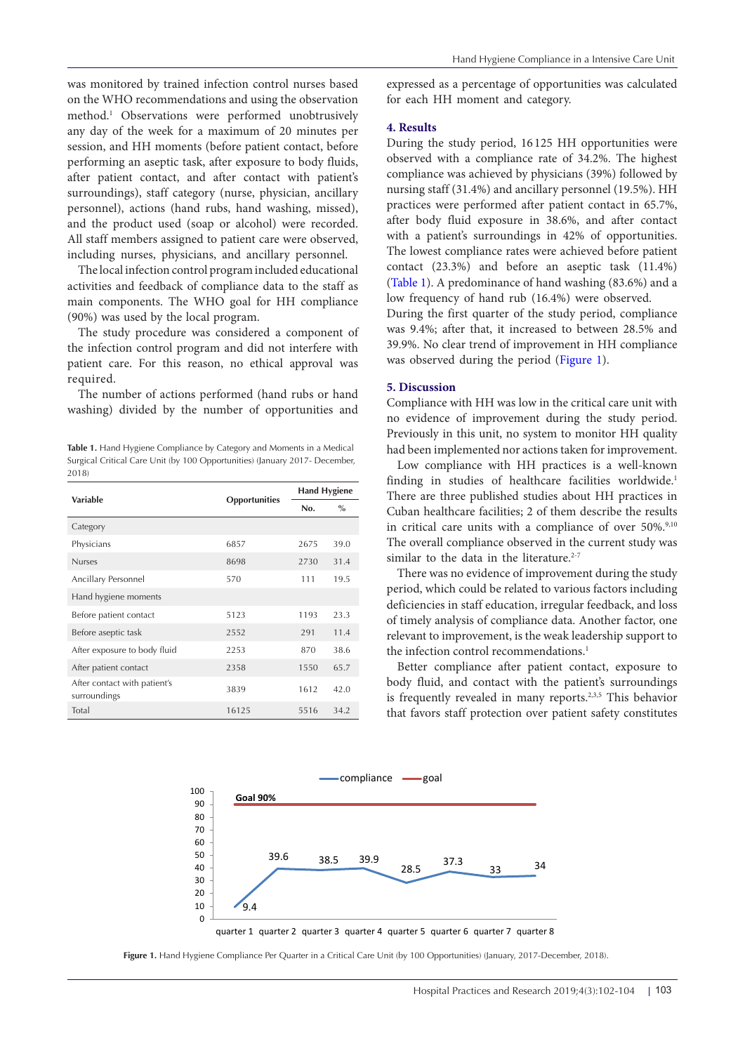was monitored by trained infection control nurses based on the WHO recommendations and using the observation method.[1] Observations were performed unobtrusively any day of the week for a maximum of 20 minutes per session, and HH moments (before patient contact, before performing an aseptic task, after exposure to body fluids, after patient contact, and after contact with patient's surroundings), staff category (nurse, physician, ancillary personnel), actions (hand rubs, hand washing, missed), and the product used (soap or alcohol) were recorded. All staff members assigned to patient care were observed, including nurses, physicians, and ancillary personnel.

The local infection control program included educational activities and feedback of compliance data to the staff as main components. The WHO goal for HH compliance (90%) was used by the local program.

The study procedure was considered a component of the infection control program and did not interfere with patient care. For this reason, no ethical approval was required.

The number of actions performed (hand rubs or hand washing) divided by the number of opportunities and expressed as a percentage of opportunities was calculated for each HH moment and category.

**Table 1.** Hand Hygiene Compliance by Category and Moments in a Medical Surgical Critical Care Unit (by 100 Opportunities) (January 2017- December, 2018)

| Variable | Opportunities | Hand Hygiene | |
|---|---|---|---|
| | | No. | % |
| Category | | | |
| Physicians | 6857 | 2675 | 39.0 |
| Nurses | 8698 | 2730 | 31.4 |
| Ancillary Personnel | 570 | 111 | 19.5 |
| Hand hygiene moments | | | |
| Before patient contact | 5123 | 1193 | 23.3 |
| Before aseptic task | 2552 | 291 | 11.4 |
| After exposure to body fluid | 2253 | 870 | 38.6 |
| After patient contact | 2358 | 1550 | 65.7 |
| After contact with patient's surroundings | 3839 | 1612 | 42.0 |
| Total | 16125 | 5516 | 34.2 |

## 4. Results

During the study period, 16125 HH opportunities were observed with a compliance rate of 34.2%. The highest compliance was achieved by physicians (39%) followed by nursing staff (31.4%) and ancillary personnel (19.5%). HH practices were performed after patient contact in 65.7%, after body fluid exposure in 38.6%, and after contact with a patient's surroundings in 42% of opportunities. The lowest compliance rates were achieved before patient contact (23.3%) and before an aseptic task (11.4%) (Table 1). A predominance of hand washing (83.6%) and a low frequency of hand rub (16.4%) were observed.

During the first quarter of the study period, compliance was 9.4%; after that, it increased to between 28.5% and 39.9%. No clear trend of improvement in HH compliance was observed during the period (Figure 1).

## 5. Discussion

Compliance with HH was low in the critical care unit with no evidence of improvement during the study period. Previously in this unit, no system to monitor HH quality had been implemented nor actions taken for improvement.

Low compliance with HH practices is a well-known finding in studies of healthcare facilities worldwide.[1] There are three published studies about HH practices in Cuban healthcare facilities; 2 of them describe the results in critical care units with a compliance of over 50%.[9,10] The overall compliance observed in the current study was similar to the data in the literature.[2-7]

There was no evidence of improvement during the study period, which could be related to various factors including deficiencies in staff education, irregular feedback, and loss of timely analysis of compliance data. Another factor, one relevant to improvement, is the weak leadership support to the infection control recommendations.[1]

Better compliance after patient contact, exposure to body fluid, and contact with the patient's surroundings is frequently revealed in many reports.[2,3,5] This behavior that favors staff protection over patient safety constitutes

**Figure 1.** Hand Hygiene Compliance Per Quarter in a Critical Care Unit (by 100 Opportunities) (January, 2017-December, 2018).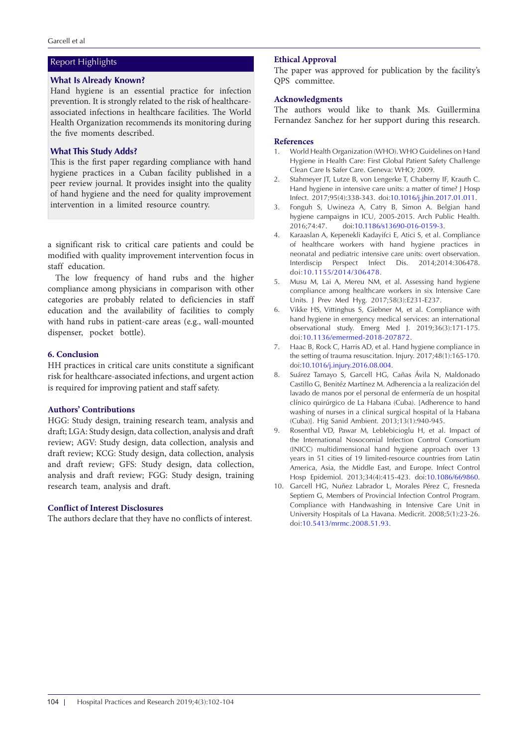## Report Highlights

### What Is Already Known?

Hand hygiene is an essential practice for infection prevention. It is strongly related to the risk of healthcare-associated infections in healthcare facilities. The World Health Organization recommends its monitoring during the five moments described.

### What This Study Adds?

This is the first paper regarding compliance with hand hygiene practices in a Cuban facility published in a peer review journal. It provides insight into the quality of hand hygiene and the need for quality improvement intervention in a limited resource country.

a significant risk to critical care patients and could be modified with quality improvement intervention focus in staff education.

The low frequency of hand rubs and the higher compliance among physicians in comparison with other categories are probably related to deficiencies in staff education and the availability of facilities to comply with hand rubs in patient-care areas (e.g., wall-mounted dispenser, pocket bottle).

## 6. Conclusion

HH practices in critical care units constitute a significant risk for healthcare-associated infections, and urgent action is required for improving patient and staff safety.

## Authors' Contributions

HGG: Study design, training research team, analysis and draft; LGA: Study design, data collection, analysis and draft review; AGV: Study design, data collection, analysis and draft review; KCG: Study design, data collection, analysis and draft review; GFS: Study design, data collection, analysis and draft review; FGG: Study design, training research team, analysis and draft.

## Conflict of Interest Disclosures

The authors declare that they have no conflicts of interest.

## Ethical Approval

The paper was approved for publication by the facility's QPS committee.

## Acknowledgments

The authors would like to thank Ms. Guillermina Fernandez Sanchez for her support during this research.

## References

1. World Health Organization (WHO). WHO Guidelines on Hand Hygiene in Health Care: First Global Patient Safety Challenge Clean Care Is Safer Care. Geneva: WHO; 2009.
2. Stahmeyer JT, Lutze B, von Lengerke T, Chaberny IF, Krauth C. Hand hygiene in intensive care units: a matter of time? J Hosp Infect. 2017;95(4):338-343. doi:10.1016/j.jhin.2017.01.011.
3. Fonguh S, Uwineza A, Catry B, Simon A. Belgian hand hygiene campaigns in ICU, 2005-2015. Arch Public Health. 2016;74:47. doi:10.1186/s13690-016-0159-3.
4. Karaaslan A, Kepenekli Kadayifci E, Atici S, et al. Compliance of healthcare workers with hand hygiene practices in neonatal and pediatric intensive care units: overt observation. Interdiscip Perspect Infect Dis. 2014;2014:306478. doi:10.1155/2014/306478.
5. Musu M, Lai A, Mereu NM, et al. Assessing hand hygiene compliance among healthcare workers in six Intensive Care Units. J Prev Med Hyg. 2017;58(3):E231-E237.
6. Vikke HS, Vittinghus S, Giebner M, et al. Compliance with hand hygiene in emergency medical services: an international observational study. Emerg Med J. 2019;36(3):171-175. doi:10.1136/emermed-2018-207872.
7. Haac B, Rock C, Harris AD, et al. Hand hygiene compliance in the setting of trauma resuscitation. Injury. 2017;48(1):165-170. doi:10.1016/j.injury.2016.08.004.
8. Suárez Tamayo S, Garcell HG, Cañas Ávila N, Maldonado Castillo G, Benitéz Martínez M. Adherencia a la realización del lavado de manos por el personal de enfermería de un hospital clínico quirúrgico de La Habana (Cuba). [Adherence to hand washing of nurses in a clinical surgical hospital of la Habana (Cuba)]. Hig Sanid Ambient. 2013;13(1):940-945.
9. Rosenthal VD, Pawar M, Leblebicioglu H, et al. Impact of the International Nosocomial Infection Control Consortium (INICC) multidimensional hand hygiene approach over 13 years in 51 cities of 19 limited-resource countries from Latin America, Asia, the Middle East, and Europe. Infect Control Hosp Epidemiol. 2013;34(4):415-423. doi:10.1086/669860.
10. Garcell HG, Nuñez Labrador L, Morales Pérez C, Fresneda Septiem G, Members of Provincial Infection Control Program. Compliance with Handwashing in Intensive Care Unit in University Hospitals of La Havana. Medicrit. 2008;5(1):23-26. doi:10.5413/mrmc.2008.51.93.